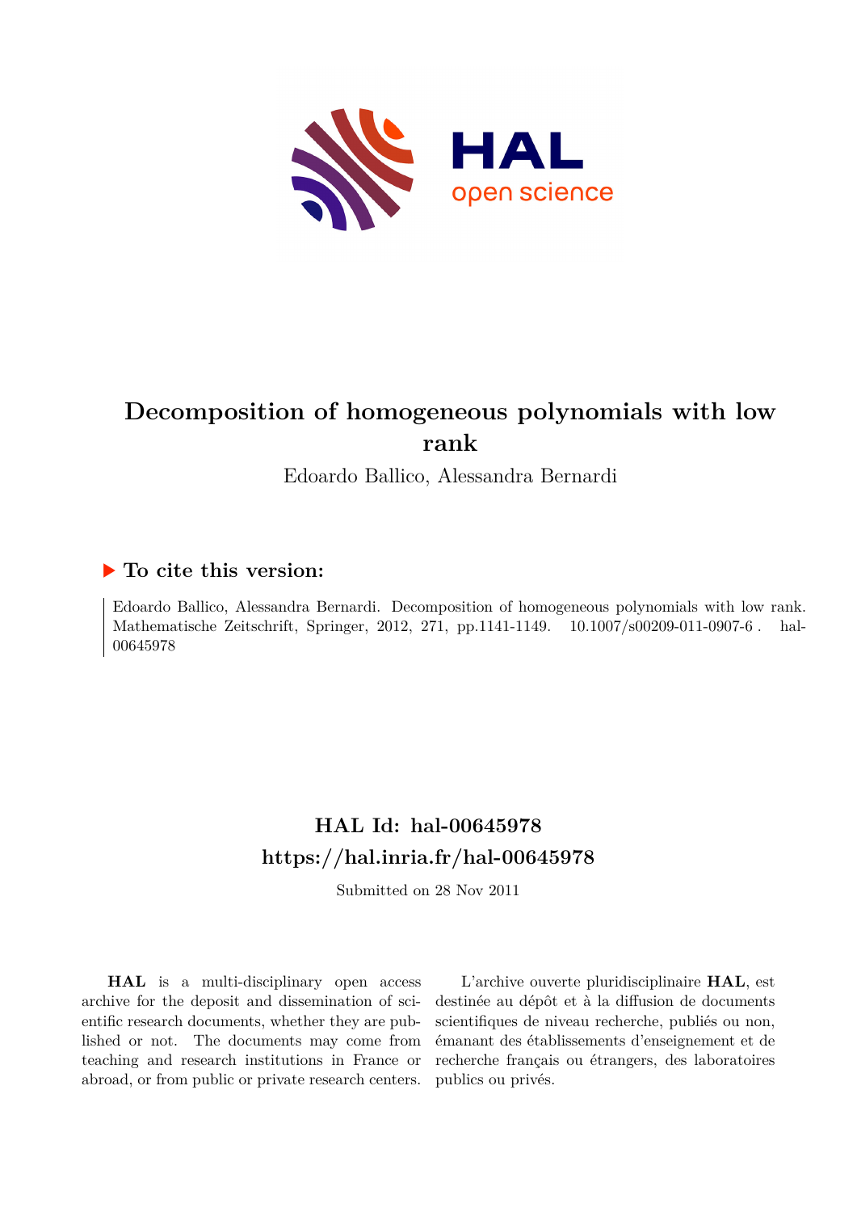# Decomposition of homogeneous polynomials with low rank

Edoardo Ballico, Alessandra Bernardi

## ▶ To cite this version:

Edoardo Ballico, Alessandra Bernardi. Decomposition of homogeneous polynomials with low rank. Mathematische Zeitschrift, Springer, 2012, 271, pp.1141-1149. 10.1007/s00209-011-0907-6 . hal-00645978

## HAL Id: hal-00645978
## https://hal.inria.fr/hal-00645978

Submitted on 28 Nov 2011

**HAL** is a multi-disciplinary open access archive for the deposit and dissemination of scientific research documents, whether they are published or not. The documents may come from teaching and research institutions in France or abroad, or from public or private research centers.

L'archive ouverte pluridisciplinaire **HAL**, est destinée au dépôt et à la diffusion de documents scientifiques de niveau recherche, publiés ou non, émanant des établissements d'enseignement et de recherche français ou étrangers, des laboratoires publics ou privés.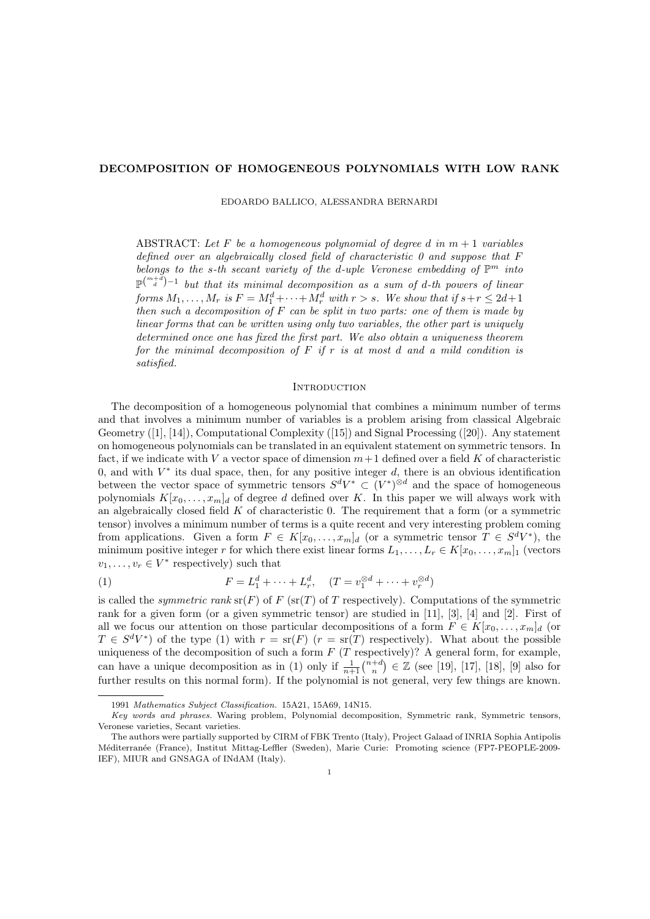# DECOMPOSITION OF HOMOGENEOUS POLYNOMIALS WITH LOW RANK

EDOARDO BALLICO, ALESSANDRA BERNARDI

ABSTRACT: *Let $F$ be a homogeneous polynomial of degree $d$ in $m+1$ variables defined over an algebraically closed field of characteristic 0 and suppose that $F$ belongs to the $s$-th secant variety of the $d$-uple Veronese embedding of $\mathbb{P}^m$ into $\mathbb{P}^{\binom{m+d}{d}-1}$ but that its minimal decomposition as a sum of $d$-th powers of linear forms $M_1, \ldots, M_r$ is $F = M_1^d + \cdots + M_r^d$ with $r > s$. We show that if $s + r \leq 2d+1$ then such a decomposition of $F$ can be split in two parts: one of them is made by linear forms that can be written using only two variables, the other part is uniquely determined once one has fixed the first part. We also obtain a uniqueness theorem for the minimal decomposition of $F$ if $r$ is at most $d$ and a mild condition is satisfied.*

## Introduction

The decomposition of a homogeneous polynomial that combines a minimum number of terms and that involves a minimum number of variables is a problem arising from classical Algebraic Geometry ([1], [14]), Computational Complexity ([15]) and Signal Processing ([20]). Any statement on homogeneous polynomials can be translated in an equivalent statement on symmetric tensors. In fact, if we indicate with $V$ a vector space of dimension $m+1$ defined over a field $K$ of characteristic 0, and with $V^*$ its dual space, then, for any positive integer $d$, there is an obvious identification between the vector space of symmetric tensors $S^dV^* \subset (V^*)^{\otimes d}$ and the space of homogeneous polynomials $K[x_0, \ldots, x_m]_d$ of degree $d$ defined over $K$. In this paper we will always work with an algebraically closed field $K$ of characteristic 0. The requirement that a form (or a symmetric tensor) involves a minimum number of terms is a quite recent and very interesting problem coming from applications. Given a form $F \in K[x_0, \ldots, x_m]_d$ (or a symmetric tensor $T \in S^dV^*$), the minimum positive integer $r$ for which there exist linear forms $L_1, \ldots, L_r \in K[x_0, \ldots, x_m]_1$ (vectors $v_1, \ldots, v_r \in V^*$ respectively) such that

$$F = L_1^d + \cdots + L_r^d, \quad (T = v_1^{\otimes d} + \cdots + v_r^{\otimes d}) \tag{1}$$

is called the *symmetric rank* $\mathrm{sr}(F)$ of $F$ ($\mathrm{sr}(T)$ of $T$ respectively). Computations of the symmetric rank for a given form (or a given symmetric tensor) are studied in [11], [3], [4] and [2]. First of all we focus our attention on those particular decompositions of a form $F \in K[x_0, \ldots, x_m]_d$ (or $T \in S^dV^*$) of the type (1) with $r = \mathrm{sr}(F)$ ($r = \mathrm{sr}(T)$ respectively). What about the possible uniqueness of the decomposition of such a form $F$ ($T$ respectively)? A general form, for example, can have a unique decomposition as in (1) only if $\frac{1}{n+1}\binom{n+d}{n} \in \mathbb{Z}$ (see [19], [17], [18], [9] also for further results on this normal form). If the polynomial is not general, very few things are known.

---

1991 *Mathematics Subject Classification.* 15A21, 15A69, 14N15.

*Key words and phrases.* Waring problem, Polynomial decomposition, Symmetric rank, Symmetric tensors, Veronese varieties, Secant varieties.

The authors were partially supported by CIRM of FBK Trento (Italy), Project Galaad of INRIA Sophia Antipolis Méditerranée (France), Institut Mittag-Leffler (Sweden), Marie Curie: Promoting science (FP7-PEOPLE-2009-IEF), MIUR and GNSAGA of INdAM (Italy).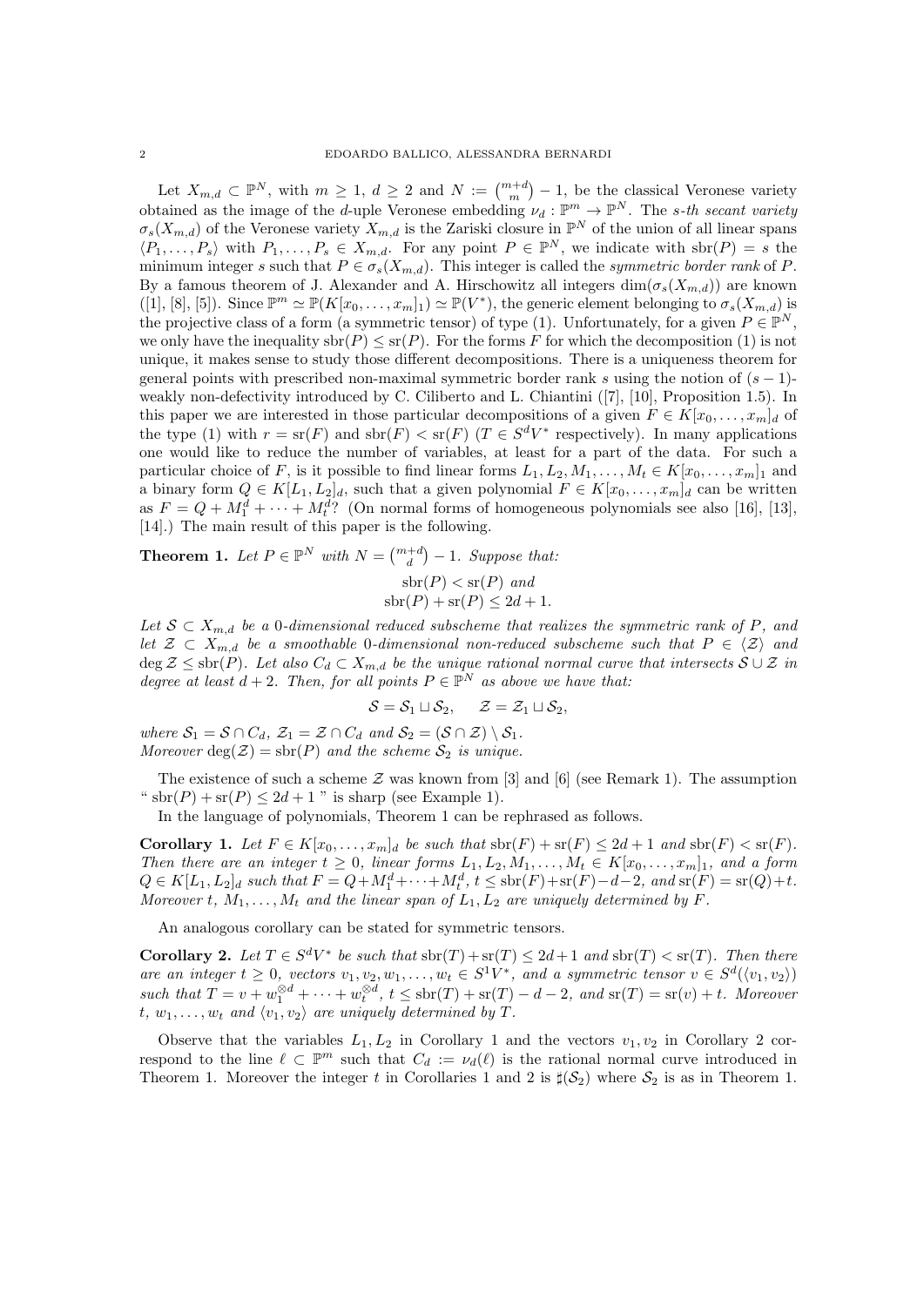Let $X_{m,d} \subset \mathbb{P}^N$, with $m \ge 1$, $d \ge 2$ and $N := \binom{m+d}{m} - 1$, be the classical Veronese variety obtained as the image of the $d$-uple Veronese embedding $\nu_d : \mathbb{P}^m \to \mathbb{P}^N$. The *$s$-th secant variety* $\sigma_s(X_{m,d})$ of the Veronese variety $X_{m,d}$ is the Zariski closure in $\mathbb{P}^N$ of the union of all linear spans $\langle P_1, \dots, P_s \rangle$ with $P_1, \dots, P_s \in X_{m,d}$. For any point $P \in \mathbb{P}^N$, we indicate with $\mathrm{sbr}(P) = s$ the minimum integer $s$ such that $P \in \sigma_s(X_{m,d})$. This integer is called the *symmetric border rank* of $P$. By a famous theorem of J. Alexander and A. Hirschowitz all integers $\dim(\sigma_s(X_{m,d}))$ are known ([1], [8], [5]). Since $\mathbb{P}^m \simeq \mathbb{P}(K[x_0, \dots, x_m]_1) \simeq \mathbb{P}(V^*)$, the generic element belonging to $\sigma_s(X_{m,d})$ is the projective class of a form (a symmetric tensor) of type (1). Unfortunately, for a given $P \in \mathbb{P}^N$, we only have the inequality $\mathrm{sbr}(P) \le \mathrm{sr}(P)$. For the forms $F$ for which the decomposition (1) is not unique, it makes sense to study those different decompositions. There is a uniqueness theorem for general points with prescribed non-maximal symmetric border rank $s$ using the notion of $(s-1)$-weakly non-defectivity introduced by C. Ciliberto and L. Chiantini ([7], [10], Proposition 1.5). In this paper we are interested in those particular decompositions of a given $F \in K[x_0, \dots, x_m]_d$ of the type (1) with $r = \mathrm{sr}(F)$ and $\mathrm{sbr}(F) < \mathrm{sr}(F)$ ($T \in S^d V^*$ respectively). In many applications one would like to reduce the number of variables, at least for a part of the data. For such a particular choice of $F$, is it possible to find linear forms $L_1, L_2, M_1, \dots, M_t \in K[x_0, \dots, x_m]_1$ and a binary form $Q \in K[L_1, L_2]_d$, such that a given polynomial $F \in K[x_0, \dots, x_m]_d$ can be written as $F = Q + M_1^d + \cdots + M_t^d$? (On normal forms of homogeneous polynomials see also [16], [13], [14].) The main result of this paper is the following.

**Theorem 1.** *Let $P \in \mathbb{P}^N$ with $N = \binom{m+d}{d} - 1$. Suppose that:*

$$\mathrm{sbr}(P) < \mathrm{sr}(P) \text{ and}$$
$$\mathrm{sbr}(P) + \mathrm{sr}(P) \le 2d + 1.$$

*Let $\mathcal{S} \subset X_{m,d}$ be a 0-dimensional reduced subscheme that realizes the symmetric rank of $P$, and let $\mathcal{Z} \subset X_{m,d}$ be a smoothable 0-dimensional non-reduced subscheme such that $P \in \langle \mathcal{Z} \rangle$ and $\deg \mathcal{Z} \le \mathrm{sbr}(P)$. Let also $C_d \subset X_{m,d}$ be the unique rational normal curve that intersects $\mathcal{S} \cup \mathcal{Z}$ in degree at least $d+2$. Then, for all points $P \in \mathbb{P}^N$ as above we have that:*

$$\mathcal{S} = \mathcal{S}_1 \sqcup \mathcal{S}_2, \qquad \mathcal{Z} = \mathcal{Z}_1 \sqcup \mathcal{S}_2,$$

*where $\mathcal{S}_1 = \mathcal{S} \cap C_d$, $\mathcal{Z}_1 = \mathcal{Z} \cap C_d$ and $\mathcal{S}_2 = (\mathcal{S} \cap \mathcal{Z}) \setminus \mathcal{S}_1$.*
*Moreover $\deg(\mathcal{Z}) = \mathrm{sbr}(P)$ and the scheme $\mathcal{S}_2$ is unique.*

The existence of such a scheme $\mathcal{Z}$ was known from [3] and [6] (see Remark 1). The assumption " $\mathrm{sbr}(P) + \mathrm{sr}(P) \le 2d + 1$ " is sharp (see Example 1).

In the language of polynomials, Theorem 1 can be rephrased as follows.

**Corollary 1.** *Let $F \in K[x_0, \dots, x_m]_d$ be such that $\mathrm{sbr}(F) + \mathrm{sr}(F) \le 2d + 1$ and $\mathrm{sbr}(F) < \mathrm{sr}(F)$. Then there are an integer $t \ge 0$, linear forms $L_1, L_2, M_1, \dots, M_t \in K[x_0, \dots, x_m]_1$, and a form $Q \in K[L_1, L_2]_d$ such that $F = Q + M_1^d + \cdots + M_t^d$, $t \le \mathrm{sbr}(F) + \mathrm{sr}(F) - d - 2$, and $\mathrm{sr}(F) = \mathrm{sr}(Q) + t$. Moreover $t$, $M_1, \dots, M_t$ and the linear span of $L_1, L_2$ are uniquely determined by $F$.*

An analogous corollary can be stated for symmetric tensors.

**Corollary 2.** *Let $T \in S^d V^*$ be such that $\mathrm{sbr}(T) + \mathrm{sr}(T) \le 2d + 1$ and $\mathrm{sbr}(T) < \mathrm{sr}(T)$. Then there are an integer $t \ge 0$, vectors $v_1, v_2, w_1, \dots, w_t \in S^1 V^*$, and a symmetric tensor $v \in S^d(\langle v_1, v_2 \rangle)$ such that $T = v + w_1^{\otimes d} + \cdots + w_t^{\otimes d}$, $t \le \mathrm{sbr}(T) + \mathrm{sr}(T) - d - 2$, and $\mathrm{sr}(T) = \mathrm{sr}(v) + t$. Moreover $t$, $w_1, \dots, w_t$ and $\langle v_1, v_2 \rangle$ are uniquely determined by $T$.*

Observe that the variables $L_1, L_2$ in Corollary 1 and the vectors $v_1, v_2$ in Corollary 2 correspond to the line $\ell \subset \mathbb{P}^m$ such that $C_d := \nu_d(\ell)$ is the rational normal curve introduced in Theorem 1. Moreover the integer $t$ in Corollaries 1 and 2 is $\sharp(\mathcal{S}_2)$ where $\mathcal{S}_2$ is as in Theorem 1.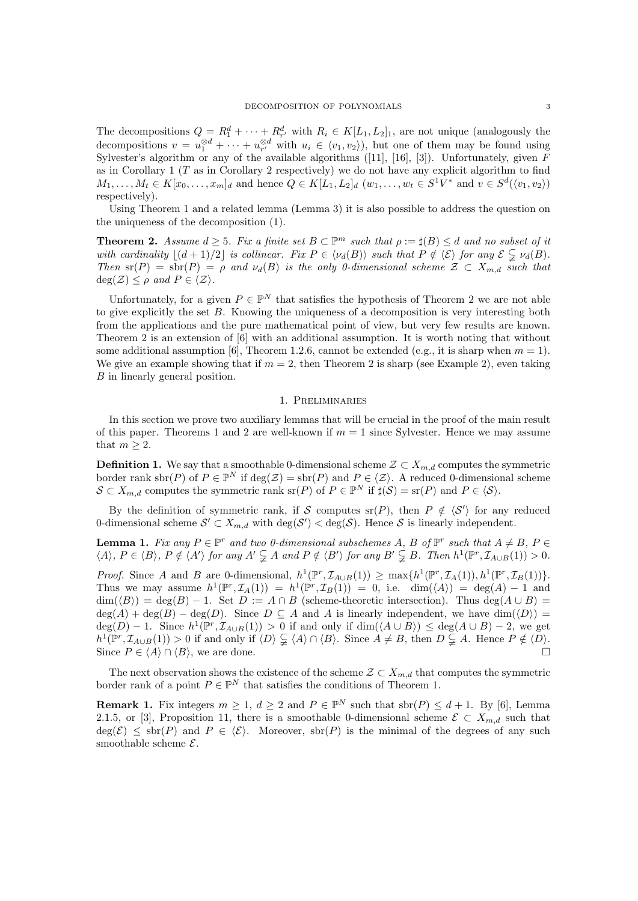The decompositions $Q = R_1^d + \cdots + R_{r'}^d$ with $R_i \in K[L_1, L_2]_1$, are not unique (analogously the decompositions $v = u_1^{\otimes d} + \cdots + u_{r'}^{\otimes d}$ with $u_i \in \langle v_1, v_2 \rangle$), but one of them may be found using Sylvester's algorithm or any of the available algorithms ([11], [16], [3]). Unfortunately, given $F$ as in Corollary 1 ($T$ as in Corollary 2 respectively) we do not have any explicit algorithm to find $M_1, \dots, M_t \in K[x_0, \dots, x_m]_d$ and hence $Q \in K[L_1, L_2]_d$ ($w_1, \dots, w_t \in S^1V^*$ and $v \in S^d(\langle v_1, v_2 \rangle)$ respectively).

Using Theorem 1 and a related lemma (Lemma 3) it is also possible to address the question on the uniqueness of the decomposition (1).

**Theorem 2.** *Assume $d \geq 5$. Fix a finite set $B \subset \mathbb{P}^m$ such that $\rho := \sharp(B) \leq d$ and no subset of it with cardinality $\lfloor (d+1)/2 \rfloor$ is collinear. Fix $P \in \langle \nu_d(B) \rangle$ such that $P \notin \langle \mathcal{E} \rangle$ for any $\mathcal{E} \subsetneq \nu_d(B)$. Then $\mathrm{sr}(P) = \mathrm{sbr}(P) = \rho$ and $\nu_d(B)$ is the only 0-dimensional scheme $\mathcal{Z} \subset X_{m,d}$ such that $\deg(\mathcal{Z}) \leq \rho$ and $P \in \langle \mathcal{Z} \rangle$.*

Unfortunately, for a given $P \in \mathbb{P}^N$ that satisfies the hypothesis of Theorem 2 we are not able to give explicitly the set $B$. Knowing the uniqueness of a decomposition is very interesting both from the applications and the pure mathematical point of view, but very few results are known. Theorem 2 is an extension of [6] with an additional assumption. It is worth noting that without some additional assumption [6], Theorem 1.2.6, cannot be extended (e.g., it is sharp when $m = 1$). We give an example showing that if $m = 2$, then Theorem 2 is sharp (see Example 2), even taking $B$ in linearly general position.

## 1. Preliminaries

In this section we prove two auxiliary lemmas that will be crucial in the proof of the main result of this paper. Theorems 1 and 2 are well-known if $m = 1$ since Sylvester. Hence we may assume that $m \geq 2$.

**Definition 1.** We say that a smoothable 0-dimensional scheme $\mathcal{Z} \subset X_{m,d}$ computes the symmetric border rank $\mathrm{sbr}(P)$ of $P \in \mathbb{P}^N$ if $\deg(\mathcal{Z}) = \mathrm{sbr}(P)$ and $P \in \langle \mathcal{Z} \rangle$. A reduced 0-dimensional scheme $\mathcal{S} \subset X_{m,d}$ computes the symmetric rank $\mathrm{sr}(P)$ of $P \in \mathbb{P}^N$ if $\sharp(\mathcal{S}) = \mathrm{sr}(P)$ and $P \in \langle \mathcal{S} \rangle$.

By the definition of symmetric rank, if $\mathcal{S}$ computes $\mathrm{sr}(P)$, then $P \notin \langle \mathcal{S}' \rangle$ for any reduced 0-dimensional scheme $\mathcal{S}' \subset X_{m,d}$ with $\deg(\mathcal{S}') < \deg(\mathcal{S})$. Hence $\mathcal{S}$ is linearly independent.

**Lemma 1.** *Fix any $P \in \mathbb{P}^r$ and two 0-dimensional subschemes $A$, $B$ of $\mathbb{P}^r$ such that $A \neq B$, $P \in \langle A \rangle$, $P \in \langle B \rangle$, $P \notin \langle A' \rangle$ for any $A' \subsetneq A$ and $P \notin \langle B' \rangle$ for any $B' \subsetneq B$. Then $h^1(\mathbb{P}^r, \mathcal{I}_{A \cup B}(1)) > 0$.*

*Proof.* Since $A$ and $B$ are 0-dimensional, $h^1(\mathbb{P}^r, \mathcal{I}_{A \cup B}(1)) \geq \max\{h^1(\mathbb{P}^r, \mathcal{I}_A(1)), h^1(\mathbb{P}^r, \mathcal{I}_B(1))\}$. Thus we may assume $h^1(\mathbb{P}^r, \mathcal{I}_A(1)) = h^1(\mathbb{P}^r, \mathcal{I}_B(1)) = 0$, i.e. $\dim(\langle A \rangle) = \deg(A) - 1$ and $\dim(\langle B \rangle) = \deg(B) - 1$. Set $D := A \cap B$ (scheme-theoretic intersection). Thus $\deg(A \cup B) = \deg(A) + \deg(B) - \deg(D)$. Since $D \subseteq A$ and $A$ is linearly independent, we have $\dim(\langle D \rangle) = \deg(D) - 1$. Since $h^1(\mathbb{P}^r, \mathcal{I}_{A \cup B}(1)) > 0$ if and only if $\dim(\langle A \cup B \rangle) \leq \deg(A \cup B) - 2$, we get $h^1(\mathbb{P}^r, \mathcal{I}_{A \cup B}(1)) > 0$ if and only if $\langle D \rangle \subsetneq \langle A \rangle \cap \langle B \rangle$. Since $A \neq B$, then $D \subsetneq A$. Hence $P \notin \langle D \rangle$. Since $P \in \langle A \rangle \cap \langle B \rangle$, we are done. $\square$

The next observation shows the existence of the scheme $\mathcal{Z} \subset X_{m,d}$ that computes the symmetric border rank of a point $P \in \mathbb{P}^N$ that satisfies the conditions of Theorem 1.

**Remark 1.** Fix integers $m \geq 1$, $d \geq 2$ and $P \in \mathbb{P}^N$ such that $\mathrm{sbr}(P) \leq d + 1$. By [6], Lemma 2.1.5, or [3], Proposition 11, there is a smoothable 0-dimensional scheme $\mathcal{E} \subset X_{m,d}$ such that $\deg(\mathcal{E}) \leq \mathrm{sbr}(P)$ and $P \in \langle \mathcal{E} \rangle$. Moreover, $\mathrm{sbr}(P)$ is the minimal of the degrees of any such smoothable scheme $\mathcal{E}$.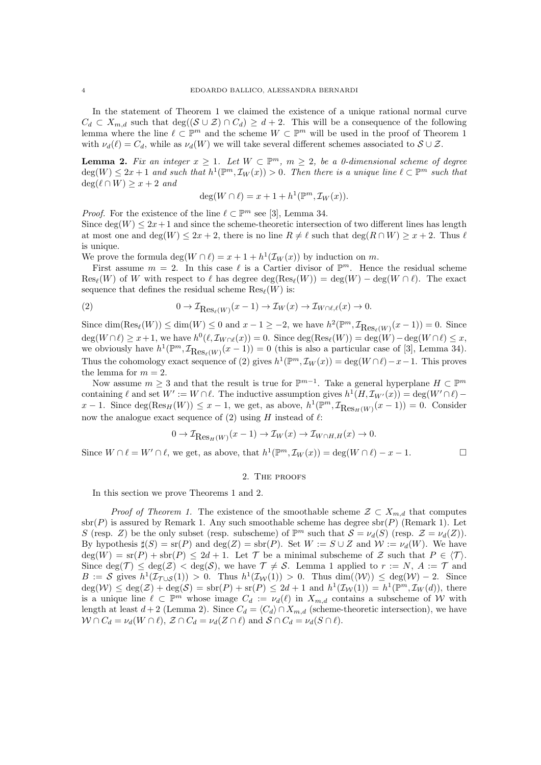In the statement of Theorem 1 we claimed the existence of a unique rational normal curve $C_d \subset X_{m,d}$ such that $\deg((\mathcal{S} \cup \mathcal{Z}) \cap C_d) \geq d+2$. This will be a consequence of the following lemma where the line $\ell \subset \mathbb{P}^m$ and the scheme $W \subset \mathbb{P}^m$ will be used in the proof of Theorem 1 with $\nu_d(\ell) = C_d$, while as $\nu_d(W)$ we will take several different schemes associated to $\mathcal{S} \cup \mathcal{Z}$.

**Lemma 2.** *Fix an integer $x \geq 1$. Let $W \subset \mathbb{P}^m$, $m \geq 2$, be a 0-dimensional scheme of degree $\deg(W) \leq 2x+1$ and such that $h^1(\mathbb{P}^m, \mathcal{I}_W(x)) > 0$. Then there is a unique line $\ell \subset \mathbb{P}^m$ such that $\deg(\ell \cap W) \geq x+2$ and*

$$\deg(W \cap \ell) = x + 1 + h^1(\mathbb{P}^m, \mathcal{I}_W(x)).$$

*Proof.* For the existence of the line $\ell \subset \mathbb{P}^m$ see [3], Lemma 34.
Since $\deg(W) \leq 2x+1$ and since the scheme-theoretic intersection of two different lines has length at most one and $\deg(W) \leq 2x+2$, there is no line $R \neq \ell$ such that $\deg(R \cap W) \geq x+2$. Thus $\ell$ is unique.
We prove the formula $\deg(W \cap \ell) = x + 1 + h^1(\mathcal{I}_W(x))$ by induction on $m$.

First assume $m = 2$. In this case $\ell$ is a Cartier divisor of $\mathbb{P}^m$. Hence the residual scheme $\mathrm{Res}_\ell(W)$ of $W$ with respect to $\ell$ has degree $\deg(\mathrm{Res}_\ell(W)) = \deg(W) - \deg(W \cap \ell)$. The exact sequence that defines the residual scheme $\mathrm{Res}_\ell(W)$ is:

$$0 \to \mathcal{I}_{\mathrm{Res}_\ell(W)}(x-1) \to \mathcal{I}_W(x) \to \mathcal{I}_{W \cap \ell, \ell}(x) \to 0. \tag{2}$$

Since $\dim(\mathrm{Res}_\ell(W)) \leq \dim(W) \leq 0$ and $x - 1 \geq -2$, we have $h^2(\mathbb{P}^m, \mathcal{I}_{\mathrm{Res}_\ell(W)}(x-1)) = 0$. Since $\deg(W \cap \ell) \geq x+1$, we have $h^0(\ell, \mathcal{I}_{W \cap \ell}(x)) = 0$. Since $\deg(\mathrm{Res}_\ell(W)) = \deg(W) - \deg(W \cap \ell) \leq x$, we obviously have $h^1(\mathbb{P}^m, \mathcal{I}_{\mathrm{Res}_\ell(W)}(x-1)) = 0$ (this is also a particular case of [3], Lemma 34). Thus the cohomology exact sequence of (2) gives $h^1(\mathbb{P}^m, \mathcal{I}_W(x)) = \deg(W \cap \ell) - x - 1$. This proves the lemma for $m = 2$.

Now assume $m \geq 3$ and that the result is true for $\mathbb{P}^{m-1}$. Take a general hyperplane $H \subset \mathbb{P}^m$ containing $\ell$ and set $W' := W \cap \ell$. The inductive assumption gives $h^1(H, \mathcal{I}_{W'}(x)) = \deg(W' \cap \ell) - x - 1$. Since $\deg(\mathrm{Res}_H(W)) \leq x - 1$, we get, as above, $h^1(\mathbb{P}^m, \mathcal{I}_{\mathrm{Res}_H(W)}(x-1)) = 0$. Consider now the analogue exact sequence of (2) using $H$ instead of $\ell$:

$$0 \to \mathcal{I}_{\mathrm{Res}_H(W)}(x-1) \to \mathcal{I}_W(x) \to \mathcal{I}_{W \cap H, H}(x) \to 0.$$

Since $W \cap \ell = W' \cap \ell$, we get, as above, that $h^1(\mathbb{P}^m, \mathcal{I}_W(x)) = \deg(W \cap \ell) - x - 1$. $\square$

## 2. The proofs

In this section we prove Theorems 1 and 2.

*Proof of Theorem 1.* The existence of the smoothable scheme $\mathcal{Z} \subset X_{m,d}$ that computes $\mathrm{sbr}(P)$ is assured by Remark 1. Any such smoothable scheme has degree $\mathrm{sbr}(P)$ (Remark 1). Let $S$ (resp. $Z$) be the only subset (resp. subscheme) of $\mathbb{P}^m$ such that $\mathcal{S} = \nu_d(S)$ (resp. $\mathcal{Z} = \nu_d(Z)$). By hypothesis $\sharp(S) = \mathrm{sr}(P)$ and $\deg(Z) = \mathrm{sbr}(P)$. Set $W := S \cup Z$ and $\mathcal{W} := \nu_d(W)$. We have $\deg(W) = \mathrm{sr}(P) + \mathrm{sbr}(P) \leq 2d+1$. Let $\mathcal{T}$ be a minimal subscheme of $\mathcal{Z}$ such that $P \in \langle \mathcal{T} \rangle$. Since $\deg(\mathcal{T}) \leq \deg(\mathcal{Z}) < \deg(\mathcal{S})$, we have $\mathcal{T} \neq \mathcal{S}$. Lemma 1 applied to $r := N$, $A := \mathcal{T}$ and $B := \mathcal{S}$ gives $h^1(\mathcal{I}_{\mathcal{T} \cup \mathcal{S}}(1)) > 0$. Thus $h^1(\mathcal{I}_{\mathcal{W}}(1)) > 0$. Thus $\dim(\langle \mathcal{W} \rangle) \leq \deg(\mathcal{W}) - 2$. Since $\deg(\mathcal{W}) \leq \deg(\mathcal{Z}) + \deg(\mathcal{S}) = \mathrm{sbr}(P) + \mathrm{sr}(P) \leq 2d+1$ and $h^1(\mathcal{I}_{\mathcal{W}}(1)) = h^1(\mathbb{P}^m, \mathcal{I}_W(d))$, there is a unique line $\ell \subset \mathbb{P}^m$ whose image $C_d := \nu_d(\ell)$ in $X_{m,d}$ contains a subscheme of $\mathcal{W}$ with length at least $d+2$ (Lemma 2). Since $C_d = \langle C_d \rangle \cap X_{m,d}$ (scheme-theoretic intersection), we have $\mathcal{W} \cap C_d = \nu_d(W \cap \ell)$, $\mathcal{Z} \cap C_d = \nu_d(Z \cap \ell)$ and $\mathcal{S} \cap C_d = \nu_d(S \cap \ell)$.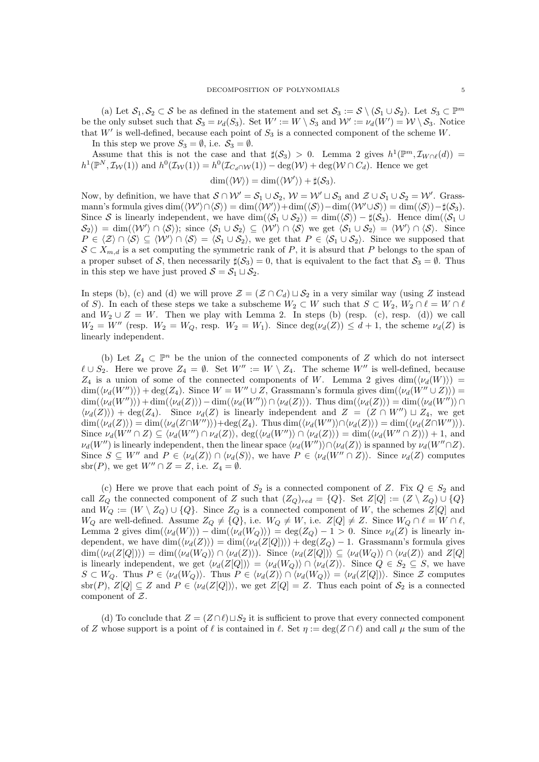(a) Let $\mathcal{S}_1, \mathcal{S}_2 \subset \mathcal{S}$ be as defined in the statement and set $\mathcal{S}_3 := \mathcal{S} \setminus (\mathcal{S}_1 \cup \mathcal{S}_2)$. Let $S_3 \subset \mathbb{P}^m$ be the only subset such that $\mathcal{S}_3 = \nu_d(S_3)$. Set $W' := W \setminus S_3$ and $\mathcal{W}' := \nu_d(W') = \mathcal{W} \setminus \mathcal{S}_3$. Notice that $W'$ is well-defined, because each point of $S_3$ is a connected component of the scheme $W$.

In this step we prove $S_3 = \emptyset$, i.e. $\mathcal{S}_3 = \emptyset$.

Assume that this is not the case and that $\sharp(\mathcal{S}_3) > 0$. Lemma 2 gives $h^1(\mathbb{P}^m, \mathcal{I}_{W\cap\ell}(d)) = h^1(\mathbb{P}^N, \mathcal{I}_{\mathcal{W}}(1))$ and $h^0(\mathcal{I}_{\mathcal{W}}(1)) = h^0(\mathcal{I}_{C_d\cap\mathcal{W}}(1)) - \deg(\mathcal{W}) + \deg(\mathcal{W} \cap C_d)$. Hence we get

$$\dim(\langle \mathcal{W} \rangle) = \dim(\langle \mathcal{W}' \rangle) + \sharp(\mathcal{S}_3).$$

Now, by definition, we have that $\mathcal{S} \cap \mathcal{W}' = \mathcal{S}_1 \cup \mathcal{S}_2$, $\mathcal{W} = \mathcal{W}' \sqcup \mathcal{S}_3$ and $\mathcal{Z} \cup \mathcal{S}_1 \cup \mathcal{S}_2 = \mathcal{W}'$. Grassmann's formula gives $\dim(\langle \mathcal{W}' \rangle \cap \langle \mathcal{S} \rangle) = \dim(\langle \mathcal{W}' \rangle) + \dim(\langle \mathcal{S} \rangle) - \dim(\langle \mathcal{W}' \cup \mathcal{S} \rangle) = \dim(\langle \mathcal{S} \rangle) - \sharp(\mathcal{S}_3)$. Since $\mathcal{S}$ is linearly independent, we have $\dim(\langle \mathcal{S}_1 \cup \mathcal{S}_2 \rangle) = \dim(\langle \mathcal{S} \rangle) - \sharp(\mathcal{S}_3)$. Hence $\dim(\langle \mathcal{S}_1 \cup \mathcal{S}_2 \rangle) = \dim(\langle \mathcal{W}' \rangle \cap \langle \mathcal{S} \rangle)$; since $\langle \mathcal{S}_1 \cup \mathcal{S}_2 \rangle \subseteq \langle \mathcal{W}' \rangle \cap \langle \mathcal{S} \rangle$ we get $\langle \mathcal{S}_1 \cup \mathcal{S}_2 \rangle = \langle \mathcal{W}' \rangle \cap \langle \mathcal{S} \rangle$. Since $P \in \langle \mathcal{Z} \rangle \cap \langle \mathcal{S} \rangle \subseteq \langle \mathcal{W}' \rangle \cap \langle \mathcal{S} \rangle = \langle \mathcal{S}_1 \cup \mathcal{S}_2 \rangle$, we get that $P \in \langle \mathcal{S}_1 \cup \mathcal{S}_2 \rangle$. Since we supposed that $\mathcal{S} \subset X_{m,d}$ is a set computing the symmetric rank of $P$, it is absurd that $P$ belongs to the span of a proper subset of $\mathcal{S}$, then necessarily $\sharp(\mathcal{S}_3) = 0$, that is equivalent to the fact that $\mathcal{S}_3 = \emptyset$. Thus in this step we have just proved $\mathcal{S} = \mathcal{S}_1 \sqcup \mathcal{S}_2$.

In steps (b), (c) and (d) we will prove $\mathcal{Z} = (\mathcal{Z} \cap C_d) \sqcup \mathcal{S}_2$ in a very similar way (using $Z$ instead of $S$). In each of these steps we take a subscheme $W_2 \subset W$ such that $S \subset W_2$, $W_2 \cap \ell = W \cap \ell$ and $W_2 \cup Z = W$. Then we play with Lemma 2. In steps (b) (resp. (c), resp. (d)) we call $W_2 = W''$ (resp. $W_2 = W_Q$, resp. $W_2 = W_1$). Since $\deg(\nu_d(Z)) \le d+1$, the scheme $\nu_d(Z)$ is linearly independent.

(b) Let $Z_4 \subset \mathbb{P}^n$ be the union of the connected components of $Z$ which do not intersect $\ell \cup S_2$. Here we prove $Z_4 = \emptyset$. Set $W'' := W \setminus Z_4$. The scheme $W''$ is well-defined, because $Z_4$ is a union of some of the connected components of $W$. Lemma 2 gives $\dim(\langle \nu_d(W) \rangle) = \dim(\langle \nu_d(W'') \rangle) + \deg(Z_4)$. Since $W = W'' \cup Z$, Grassmann's formula gives $\dim(\langle \nu_d(W'' \cup Z) \rangle) = \dim(\langle \nu_d(W'') \rangle) + \dim(\langle \nu_d(Z) \rangle) - \dim(\langle \nu_d(W'') \rangle \cap \langle \nu_d(Z) \rangle)$. Thus $\dim(\langle \nu_d(Z) \rangle) = \dim(\langle \nu_d(W'') \rangle \cap \langle \nu_d(Z) \rangle) + \deg(Z_4)$. Since $\nu_d(Z)$ is linearly independent and $Z = (Z \cap W'') \sqcup Z_4$, we get $\dim(\langle \nu_d(Z) \rangle) = \dim(\langle \nu_d(Z \cap W'') \rangle) + \deg(Z_4)$. Thus $\dim(\langle \nu_d(W'') \rangle \cap \langle \nu_d(Z) \rangle) = \dim(\langle \nu_d(Z \cap W'') \rangle)$. Since $\nu_d(W'' \cap Z) \subseteq \langle \nu_d(W'') \cap \nu_d(Z) \rangle$, $\deg(\langle \nu_d(W'') \rangle \cap \langle \nu_d(Z) \rangle) = \dim(\langle \nu_d(W'' \cap Z) \rangle) + 1$, and $\nu_d(W'')$ is linearly independent, then the linear space $\langle \nu_d(W'') \rangle \cap \langle \nu_d(Z) \rangle$ is spanned by $\nu_d(W'' \cap Z)$. Since $S \subseteq W''$ and $P \in \langle \nu_d(Z) \rangle \cap \langle \nu_d(S) \rangle$, we have $P \in \langle \nu_d(W'' \cap Z) \rangle$. Since $\nu_d(Z)$ computes $\mathrm{sbr}(P)$, we get $W'' \cap Z = Z$, i.e. $Z_4 = \emptyset$.

(c) Here we prove that each point of $S_2$ is a connected component of $Z$. Fix $Q \in S_2$ and call $Z_Q$ the connected component of $Z$ such that $(Z_Q)_{red} = \{Q\}$. Set $Z[Q] := (Z \setminus Z_Q) \cup \{Q\}$ and $W_Q := (W \setminus Z_Q) \cup \{Q\}$. Since $Z_Q$ is a connected component of $W$, the schemes $Z[Q]$ and $W_Q$ are well-defined. Assume $Z_Q \ne \{Q\}$, i.e. $W_Q \ne W$, i.e. $Z[Q] \ne Z$. Since $W_Q \cap \ell = W \cap \ell$, Lemma 2 gives $\dim(\langle \nu_d(W) \rangle) - \dim(\langle \nu_d(W_Q) \rangle) = \deg(Z_Q) - 1 > 0$. Since $\nu_d(Z)$ is linearly independent, we have $\dim(\langle \nu_d(Z) \rangle) = \dim(\langle \nu_d(Z[Q]) \rangle) + \deg(Z_Q) - 1$. Grassmann's formula gives $\dim(\langle \nu_d(Z[Q]) \rangle) = \dim(\langle \nu_d(W_Q) \rangle \cap \langle \nu_d(Z) \rangle)$. Since $\langle \nu_d(Z[Q]) \rangle \subseteq \langle \nu_d(W_Q) \rangle \cap \langle \nu_d(Z) \rangle$ and $Z[Q]$ is linearly independent, we get $\langle \nu_d(Z[Q]) \rangle = \langle \nu_d(W_Q) \rangle \cap \langle \nu_d(Z) \rangle$. Since $Q \in S_2 \subseteq S$, we have $S \subset W_Q$. Thus $P \in \langle \nu_d(W_Q) \rangle$. Thus $P \in \langle \nu_d(Z) \rangle \cap \langle \nu_d(W_Q) \rangle = \langle \nu_d(Z[Q]) \rangle$. Since $\mathcal{Z}$ computes $\mathrm{sbr}(P)$, $Z[Q] \subseteq Z$ and $P \in \langle \nu_d(Z[Q]) \rangle$, we get $Z[Q] = Z$. Thus each point of $\mathcal{S}_2$ is a connected component of $\mathcal{Z}$.

(d) To conclude that $Z = (Z \cap \ell) \sqcup S_2$ it is sufficient to prove that every connected component of $Z$ whose support is a point of $\ell$ is contained in $\ell$. Set $\eta := \deg(Z \cap \ell)$ and call $\mu$ the sum of the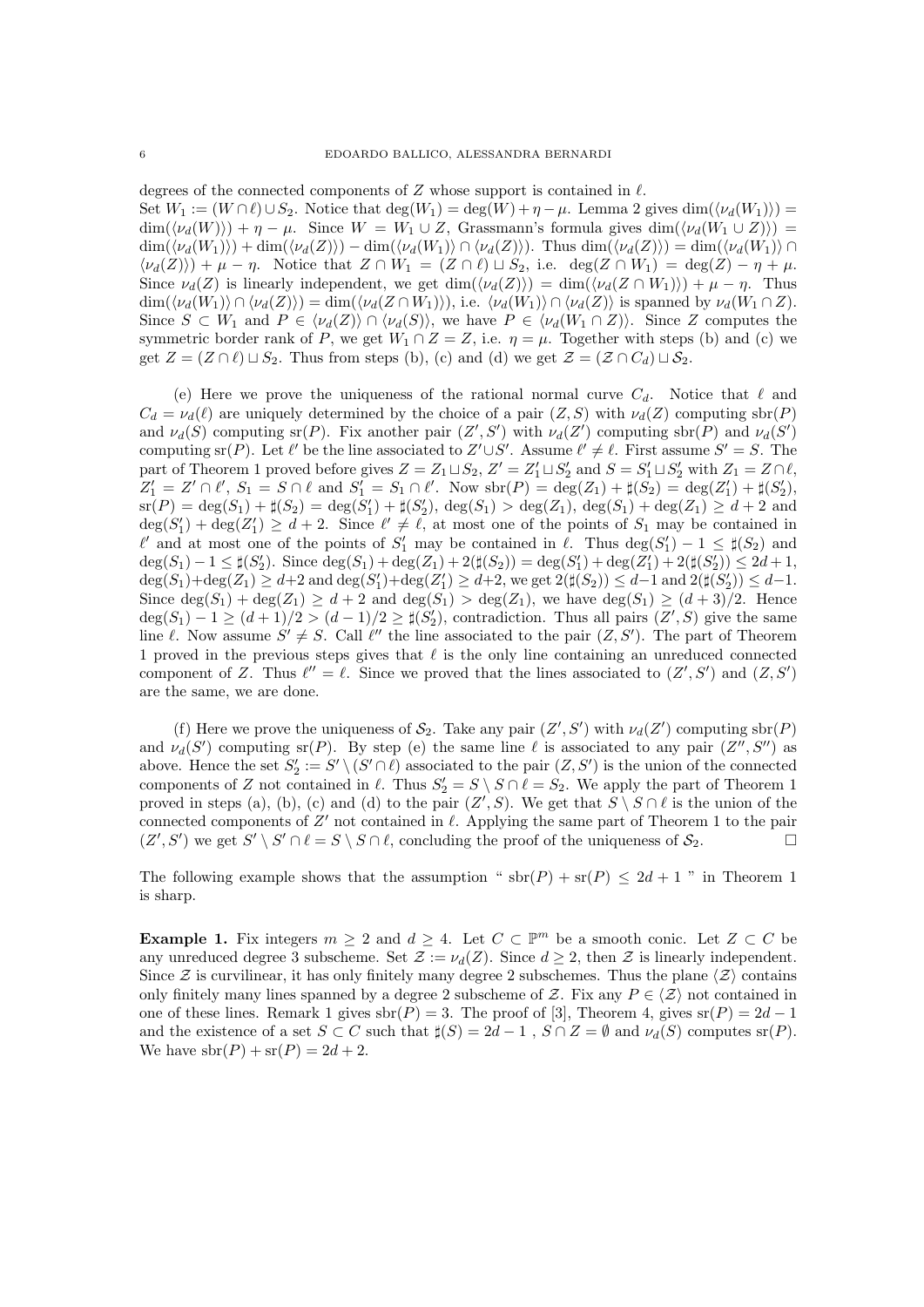degrees of the connected components of $Z$ whose support is contained in $\ell$.

Set $W_1 := (W \cap \ell) \sqcup S_2$. Notice that $\deg(W_1) = \deg(W) + \eta - \mu$. Lemma 2 gives $\dim(\langle \nu_d(W_1)\rangle) = \dim(\langle \nu_d(W)\rangle) + \eta - \mu$. Since $W = W_1 \cup Z$, Grassmann's formula gives $\dim(\langle \nu_d(W_1 \cup Z)\rangle) = \dim(\langle \nu_d(W_1)\rangle) + \dim(\langle \nu_d(Z)\rangle) - \dim(\langle \nu_d(W_1)\rangle \cap \langle \nu_d(Z)\rangle)$. Thus $\dim(\langle \nu_d(Z)\rangle) = \dim(\langle \nu_d(W_1)\rangle \cap \langle \nu_d(Z)\rangle) + \mu - \eta$. Notice that $Z \cap W_1 = (Z \cap \ell) \sqcup S_2$, i.e. $\deg(Z \cap W_1) = \deg(Z) - \eta + \mu$. Since $\nu_d(Z)$ is linearly independent, we get $\dim(\langle \nu_d(Z)\rangle) = \dim(\langle \nu_d(Z \cap W_1)\rangle) + \mu - \eta$. Thus $\dim(\langle \nu_d(W_1)\rangle \cap \langle \nu_d(Z)\rangle) = \dim(\langle \nu_d(Z \cap W_1)\rangle)$, i.e. $\langle \nu_d(W_1)\rangle \cap \langle \nu_d(Z)\rangle$ is spanned by $\nu_d(W_1 \cap Z)$. Since $S \subset W_1$ and $P \in \langle \nu_d(Z)\rangle \cap \langle \nu_d(S)\rangle$, we have $P \in \langle \nu_d(W_1 \cap Z)\rangle$. Since $Z$ computes the symmetric border rank of $P$, we get $W_1 \cap Z = Z$, i.e. $\eta = \mu$. Together with steps (b) and (c) we get $Z = (Z \cap \ell) \sqcup S_2$. Thus from steps (b), (c) and (d) we get $\mathcal{Z} = (\mathcal{Z} \cap C_d) \sqcup \mathcal{S}_2$.

(e) Here we prove the uniqueness of the rational normal curve $C_d$. Notice that $\ell$ and $C_d = \nu_d(\ell)$ are uniquely determined by the choice of a pair $(Z, S)$ with $\nu_d(Z)$ computing $\mathrm{sbr}(P)$ and $\nu_d(S)$ computing $\mathrm{sr}(P)$. Fix another pair $(Z', S')$ with $\nu_d(Z')$ computing $\mathrm{sbr}(P)$ and $\nu_d(S')$ computing $\mathrm{sr}(P)$. Let $\ell'$ be the line associated to $Z' \cup S'$. Assume $\ell' \neq \ell$. First assume $S' = S$. The part of Theorem 1 proved before gives $Z = Z_1 \sqcup S_2$, $Z' = Z_1' \sqcup S_2'$ and $S = S_1' \sqcup S_2'$ with $Z_1 = Z \cap \ell$, $Z_1' = Z' \cap \ell'$, $S_1 = S \cap \ell$ and $S_1' = S_1 \cap \ell'$. Now $\mathrm{sbr}(P) = \deg(Z_1) + \sharp(S_2) = \deg(Z_1') + \sharp(S_2')$, $\mathrm{sr}(P) = \deg(S_1) + \sharp(S_2) = \deg(S_1') + \sharp(S_2')$, $\deg(S_1) > \deg(Z_1)$, $\deg(S_1) + \deg(Z_1) \geq d+2$ and $\deg(S_1') + \deg(Z_1') \geq d+2$. Since $\ell' \neq \ell$, at most one of the points of $S_1$ may be contained in $\ell'$ and at most one of the points of $S_1'$ may be contained in $\ell$. Thus $\deg(S_1') - 1 \leq \sharp(S_2)$ and $\deg(S_1) - 1 \leq \sharp(S_2')$. Since $\deg(S_1) + \deg(Z_1) + 2(\sharp(S_2)) = \deg(S_1') + \deg(Z_1') + 2(\sharp(S_2')) \leq 2d+1$, $\deg(S_1) + \deg(Z_1) \geq d+2$ and $\deg(S_1') + \deg(Z_1') \geq d+2$, we get $2(\sharp(S_2)) \leq d-1$ and $2(\sharp(S_2')) \leq d-1$. Since $\deg(S_1) + \deg(Z_1) \geq d+2$ and $\deg(S_1) > \deg(Z_1)$, we have $\deg(S_1) \geq (d+3)/2$. Hence $\deg(S_1) - 1 \geq (d+1)/2 > (d-1)/2 \geq \sharp(S_2')$, contradiction. Thus all pairs $(Z', S)$ give the same line $\ell$. Now assume $S' \neq S$. Call $\ell''$ the line associated to the pair $(Z, S')$. The part of Theorem 1 proved in the previous steps gives that $\ell$ is the only line containing an unreduced connected component of $Z$. Thus $\ell'' = \ell$. Since we proved that the lines associated to $(Z', S')$ and $(Z, S')$ are the same, we are done.

(f) Here we prove the uniqueness of $\mathcal{S}_2$. Take any pair $(Z', S')$ with $\nu_d(Z')$ computing $\mathrm{sbr}(P)$ and $\nu_d(S')$ computing $\mathrm{sr}(P)$. By step (e) the same line $\ell$ is associated to any pair $(Z'', S'')$ as above. Hence the set $S_2' := S' \setminus (S' \cap \ell)$ associated to the pair $(Z, S')$ is the union of the connected components of $Z$ not contained in $\ell$. Thus $S_2' = S \setminus S \cap \ell = S_2$. We apply the part of Theorem 1 proved in steps (a), (b), (c) and (d) to the pair $(Z', S)$. We get that $S \setminus S \cap \ell$ is the union of the connected components of $Z'$ not contained in $\ell$. Applying the same part of Theorem 1 to the pair $(Z', S')$ we get $S' \setminus S' \cap \ell = S \setminus S \cap \ell$, concluding the proof of the uniqueness of $\mathcal{S}_2$. □

The following example shows that the assumption " $\mathrm{sbr}(P) + \mathrm{sr}(P) \leq 2d+1$ " in Theorem 1 is sharp.

**Example 1.** Fix integers $m \geq 2$ and $d \geq 4$. Let $C \subset \mathbb{P}^m$ be a smooth conic. Let $Z \subset C$ be any unreduced degree 3 subscheme. Set $\mathcal{Z} := \nu_d(Z)$. Since $d \geq 2$, then $\mathcal{Z}$ is linearly independent. Since $\mathcal{Z}$ is curvilinear, it has only finitely many degree 2 subschemes. Thus the plane $\langle \mathcal{Z}\rangle$ contains only finitely many lines spanned by a degree 2 subscheme of $\mathcal{Z}$. Fix any $P \in \langle \mathcal{Z}\rangle$ not contained in one of these lines. Remark 1 gives $\mathrm{sbr}(P) = 3$. The proof of [3], Theorem 4, gives $\mathrm{sr}(P) = 2d-1$ and the existence of a set $S \subset C$ such that $\sharp(S) = 2d-1$ , $S \cap Z = \emptyset$ and $\nu_d(S)$ computes $\mathrm{sr}(P)$. We have $\mathrm{sbr}(P) + \mathrm{sr}(P) = 2d+2$.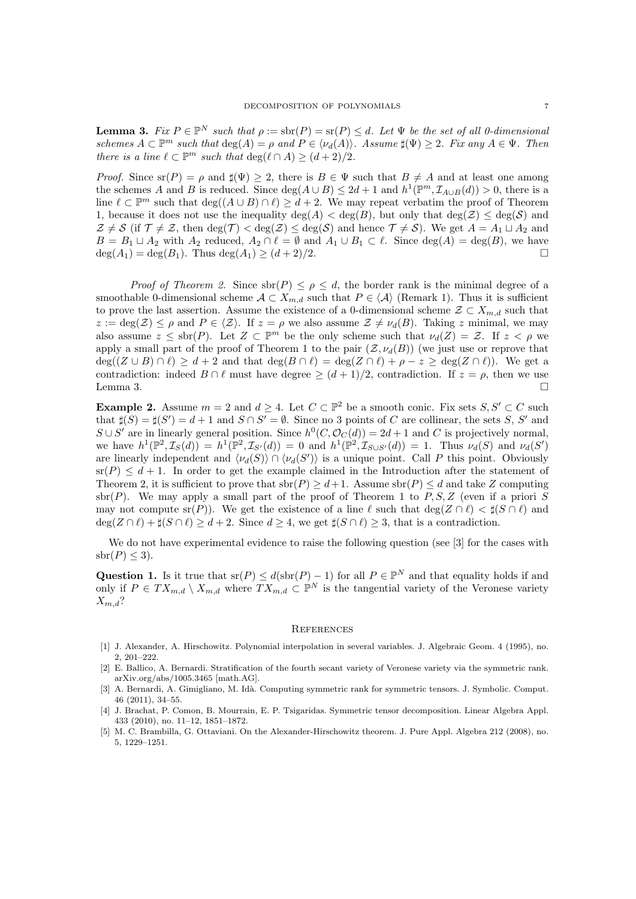**Lemma 3.** *Fix $P \in \mathbb{P}^N$ such that $\rho := \mathrm{sbr}(P) = \mathrm{sr}(P) \le d$. Let $\Psi$ be the set of all 0-dimensional schemes $A \subset \mathbb{P}^m$ such that $\deg(A) = \rho$ and $P \in \langle \nu_d(A) \rangle$. Assume $\sharp(\Psi) \ge 2$. Fix any $A \in \Psi$. Then there is a line $\ell \subset \mathbb{P}^m$ such that $\deg(\ell \cap A) \ge (d+2)/2$.*

*Proof.* Since $\mathrm{sr}(P) = \rho$ and $\sharp(\Psi) \ge 2$, there is $B \in \Psi$ such that $B \ne A$ and at least one among the schemes $A$ and $B$ is reduced. Since $\deg(A \cup B) \le 2d+1$ and $h^1(\mathbb{P}^m, \mathcal{I}_{A \cup B}(d)) > 0$, there is a line $\ell \subset \mathbb{P}^m$ such that $\deg((A \cup B) \cap \ell) \ge d+2$. We may repeat verbatim the proof of Theorem 1, because it does not use the inequality $\deg(A) < \deg(B)$, but only that $\deg(\mathcal{Z}) \le \deg(\mathcal{S})$ and $\mathcal{Z} \ne \mathcal{S}$ (if $\mathcal{T} \ne \mathcal{Z}$, then $\deg(\mathcal{T}) < \deg(\mathcal{Z}) \le \deg(\mathcal{S})$ and hence $\mathcal{T} \ne \mathcal{S}$). We get $A = A_1 \sqcup A_2$ and $B = B_1 \sqcup A_2$ with $A_2$ reduced, $A_2 \cap \ell = \emptyset$ and $A_1 \cup B_1 \subset \ell$. Since $\deg(A) = \deg(B)$, we have $\deg(A_1) = \deg(B_1)$. Thus $\deg(A_1) \ge (d+2)/2$. □

*Proof of Theorem 2.* Since $\mathrm{sbr}(P) \le \rho \le d$, the border rank is the minimal degree of a smoothable 0-dimensional scheme $\mathcal{A} \subset X_{m,d}$ such that $P \in \langle \mathcal{A} \rangle$ (Remark 1). Thus it is sufficient to prove the last assertion. Assume the existence of a 0-dimensional scheme $\mathcal{Z} \subset X_{m,d}$ such that $z := \deg(\mathcal{Z}) \le \rho$ and $P \in \langle \mathcal{Z} \rangle$. If $z = \rho$ we also assume $\mathcal{Z} \ne \nu_d(B)$. Taking $z$ minimal, we may also assume $z \le \mathrm{sbr}(P)$. Let $Z \subset \mathbb{P}^m$ be the only scheme such that $\nu_d(Z) = \mathcal{Z}$. If $z < \rho$ we apply a small part of the proof of Theorem 1 to the pair $(\mathcal{Z}, \nu_d(B))$ (we just use or reprove that $\deg((Z \cup B) \cap \ell) \ge d+2$ and that $\deg(B \cap \ell) = \deg(Z \cap \ell) + \rho - z \ge \deg(Z \cap \ell)$). We get a contradiction: indeed $B \cap \ell$ must have degree $\ge (d+1)/2$, contradiction. If $z = \rho$, then we use Lemma 3. □

**Example 2.** Assume $m = 2$ and $d \ge 4$. Let $C \subset \mathbb{P}^2$ be a smooth conic. Fix sets $S, S' \subset C$ such that $\sharp(S) = \sharp(S') = d+1$ and $S \cap S' = \emptyset$. Since no 3 points of $C$ are collinear, the sets $S$, $S'$ and $S \cup S'$ are in linearly general position. Since $h^0(C, \mathcal{O}_C(d)) = 2d+1$ and $C$ is projectively normal, we have $h^1(\mathbb{P}^2, \mathcal{I}_S(d)) = h^1(\mathbb{P}^2, \mathcal{I}_{S'}(d)) = 0$ and $h^1(\mathbb{P}^2, \mathcal{I}_{S \cup S'}(d)) = 1$. Thus $\nu_d(S)$ and $\nu_d(S')$ are linearly independent and $\langle \nu_d(S) \rangle \cap \langle \nu_d(S') \rangle$ is a unique point. Call $P$ this point. Obviously $\mathrm{sr}(P) \le d+1$. In order to get the example claimed in the Introduction after the statement of Theorem 2, it is sufficient to prove that $\mathrm{sbr}(P) \ge d+1$. Assume $\mathrm{sbr}(P) \le d$ and take $Z$ computing $\mathrm{sbr}(P)$. We may apply a small part of the proof of Theorem 1 to $P, S, Z$ (even if a priori $S$ may not compute $\mathrm{sr}(P)$). We get the existence of a line $\ell$ such that $\deg(Z \cap \ell) < \sharp(S \cap \ell)$ and $\deg(Z \cap \ell) + \sharp(S \cap \ell) \ge d+2$. Since $d \ge 4$, we get $\sharp(S \cap \ell) \ge 3$, that is a contradiction.

We do not have experimental evidence to raise the following question (see [3] for the cases with $\mathrm{sbr}(P) \le 3$).

**Question 1.** Is it true that $\mathrm{sr}(P) \le d(\mathrm{sbr}(P) - 1)$ for all $P \in \mathbb{P}^N$ and that equality holds if and only if $P \in TX_{m,d} \setminus X_{m,d}$ where $TX_{m,d} \subset \mathbb{P}^N$ is the tangential variety of the Veronese variety $X_{m,d}$?

## References

[1] J. Alexander, A. Hirschowitz. Polynomial interpolation in several variables. J. Algebraic Geom. 4 (1995), no. 2, 201–222.

[2] E. Ballico, A. Bernardi. Stratification of the fourth secant variety of Veronese variety via the symmetric rank. arXiv.org/abs/1005.3465 [math.AG].

[3] A. Bernardi, A. Gimigliano, M. Idà. Computing symmetric rank for symmetric tensors. J. Symbolic. Comput. 46 (2011), 34–55.

[4] J. Brachat, P. Comon, B. Mourrain, E. P. Tsigaridas. Symmetric tensor decomposition. Linear Algebra Appl. 433 (2010), no. 11–12, 1851–1872.

[5] M. C. Brambilla, G. Ottaviani. On the Alexander-Hirschowitz theorem. J. Pure Appl. Algebra 212 (2008), no. 5, 1229–1251.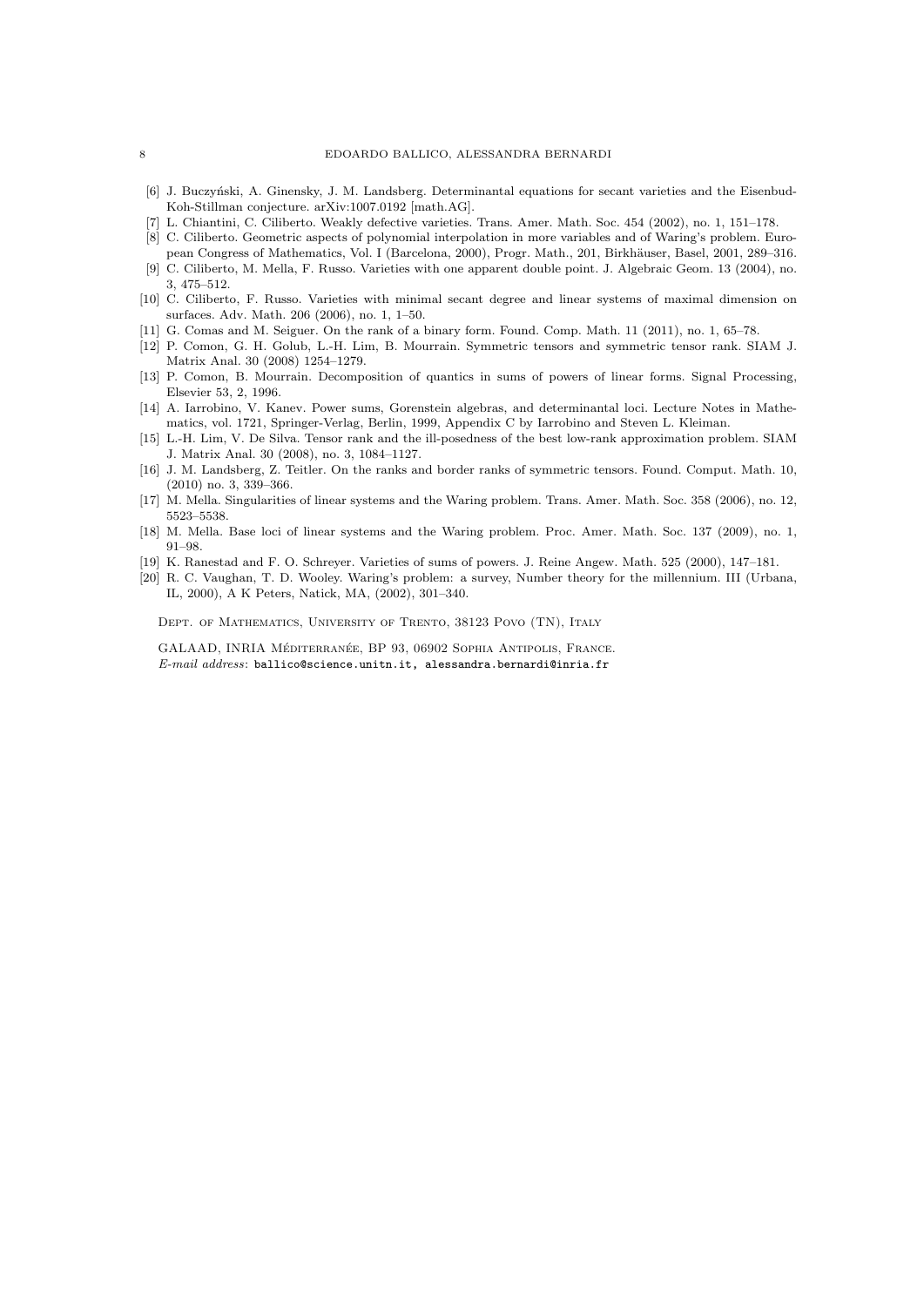[6] J. Buczyński, A. Ginensky, J. M. Landsberg. Determinantal equations for secant varieties and the Eisenbud-Koh-Stillman conjecture. arXiv:1007.0192 [math.AG].

[7] L. Chiantini, C. Ciliberto. Weakly defective varieties. Trans. Amer. Math. Soc. 454 (2002), no. 1, 151–178.

[8] C. Ciliberto. Geometric aspects of polynomial interpolation in more variables and of Waring's problem. European Congress of Mathematics, Vol. I (Barcelona, 2000), Progr. Math., 201, Birkhäuser, Basel, 2001, 289–316.

[9] C. Ciliberto, M. Mella, F. Russo. Varieties with one apparent double point. J. Algebraic Geom. 13 (2004), no. 3, 475–512.

[10] C. Ciliberto, F. Russo. Varieties with minimal secant degree and linear systems of maximal dimension on surfaces. Adv. Math. 206 (2006), no. 1, 1–50.

[11] G. Comas and M. Seiguer. On the rank of a binary form. Found. Comp. Math. 11 (2011), no. 1, 65–78.

[12] P. Comon, G. H. Golub, L.-H. Lim, B. Mourrain. Symmetric tensors and symmetric tensor rank. SIAM J. Matrix Anal. 30 (2008) 1254–1279.

[13] P. Comon, B. Mourrain. Decomposition of quantics in sums of powers of linear forms. Signal Processing, Elsevier 53, 2, 1996.

[14] A. Iarrobino, V. Kanev. Power sums, Gorenstein algebras, and determinantal loci. Lecture Notes in Mathematics, vol. 1721, Springer-Verlag, Berlin, 1999, Appendix C by Iarrobino and Steven L. Kleiman.

[15] L.-H. Lim, V. De Silva. Tensor rank and the ill-posedness of the best low-rank approximation problem. SIAM J. Matrix Anal. 30 (2008), no. 3, 1084–1127.

[16] J. M. Landsberg, Z. Teitler. On the ranks and border ranks of symmetric tensors. Found. Comput. Math. 10, (2010) no. 3, 339–366.

[17] M. Mella. Singularities of linear systems and the Waring problem. Trans. Amer. Math. Soc. 358 (2006), no. 12, 5523–5538.

[18] M. Mella. Base loci of linear systems and the Waring problem. Proc. Amer. Math. Soc. 137 (2009), no. 1, 91–98.

[19] K. Ranestad and F. O. Schreyer. Varieties of sums of powers. J. Reine Angew. Math. 525 (2000), 147–181.

[20] R. C. Vaughan, T. D. Wooley. Waring's problem: a survey, Number theory for the millennium. III (Urbana, IL, 2000), A K Peters, Natick, MA, (2002), 301–340.

Dept. of Mathematics, University of Trento, 38123 Povo (TN), Italy

GALAAD, INRIA Méditerranée, BP 93, 06902 Sophia Antipolis, France.

*E-mail address*: ballico@science.unitn.it, alessandra.bernardi@inria.fr